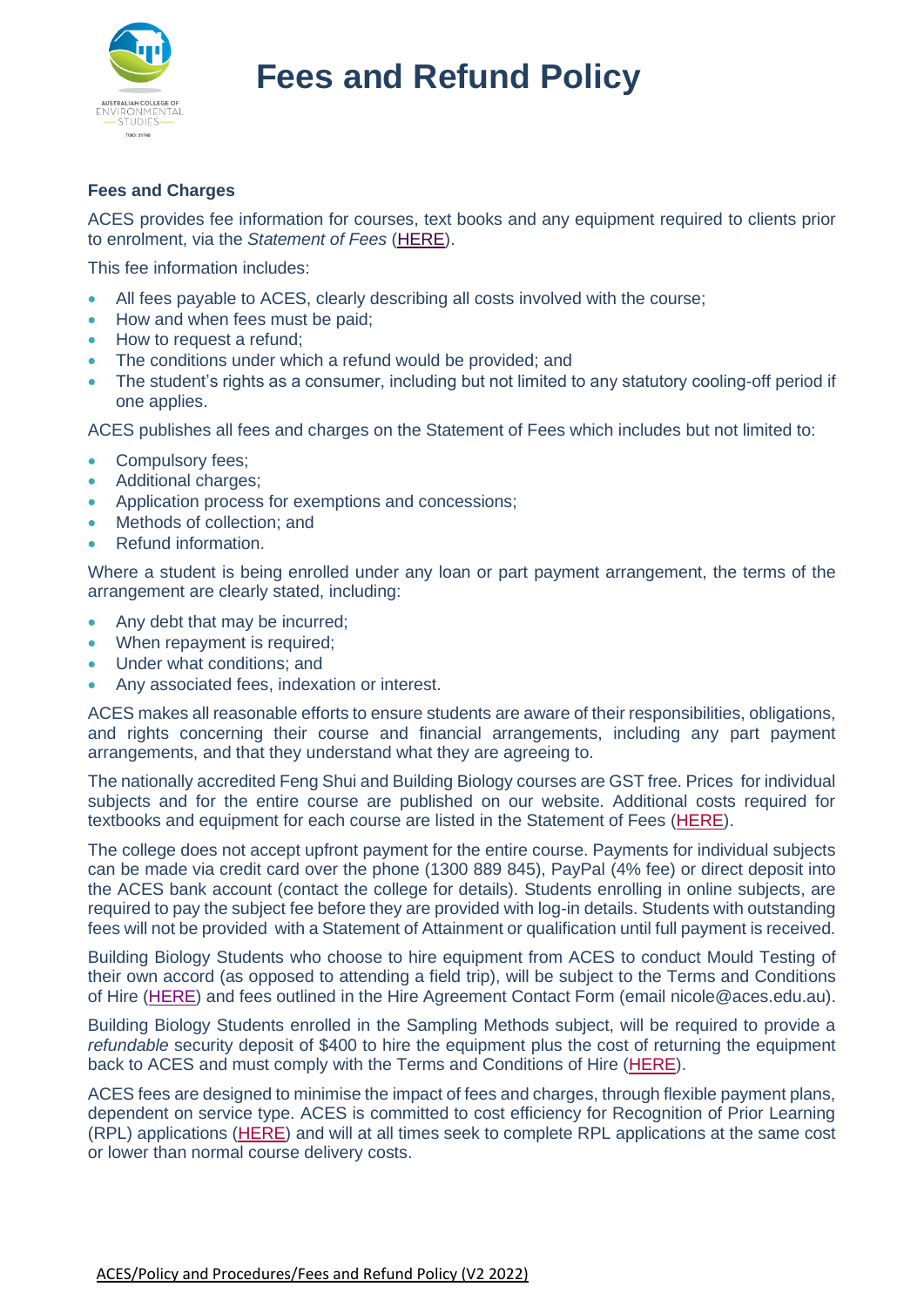# Fees and Refund Policy

### Fees and Charges

ACES provides fee information for courses, text books and any equipment required to clients prior to enrolment, via the *Statement of Fees* (HERE).

This fee information includes:

- All fees payable to ACES, clearly describing all costs involved with the course;
- How and when fees must be paid;
- How to request a refund;
- The conditions under which a refund would be provided; and
- The student's rights as a consumer, including but not limited to any statutory cooling-off period if one applies.

ACES publishes all fees and charges on the Statement of Fees which includes but not limited to:

- Compulsory fees;
- Additional charges;
- Application process for exemptions and concessions;
- Methods of collection; and
- Refund information.

Where a student is being enrolled under any loan or part payment arrangement, the terms of the arrangement are clearly stated, including:

- Any debt that may be incurred;
- When repayment is required;
- Under what conditions; and
- Any associated fees, indexation or interest.

ACES makes all reasonable efforts to ensure students are aware of their responsibilities, obligations, and rights concerning their course and financial arrangements, including any part payment arrangements, and that they understand what they are agreeing to.

The nationally accredited Feng Shui and Building Biology courses are GST free. Prices for individual subjects and for the entire course are published on our website. Additional costs required for textbooks and equipment for each course are listed in the Statement of Fees (HERE).

The college does not accept upfront payment for the entire course. Payments for individual subjects can be made via credit card over the phone (1300 889 845), PayPal (4% fee) or direct deposit into the ACES bank account (contact the college for details). Students enrolling in online subjects, are required to pay the subject fee before they are provided with log-in details. Students with outstanding fees will not be provided with a Statement of Attainment or qualification until full payment is received.

Building Biology Students who choose to hire equipment from ACES to conduct Mould Testing of their own accord (as opposed to attending a field trip), will be subject to the Terms and Conditions of Hire (HERE) and fees outlined in the Hire Agreement Contact Form (email nicole@aces.edu.au).

Building Biology Students enrolled in the Sampling Methods subject, will be required to provide a *refundable* security deposit of $400 to hire the equipment plus the cost of returning the equipment back to ACES and must comply with the Terms and Conditions of Hire (HERE).

ACES fees are designed to minimise the impact of fees and charges, through flexible payment plans, dependent on service type. ACES is committed to cost efficiency for Recognition of Prior Learning (RPL) applications (HERE) and will at all times seek to complete RPL applications at the same cost or lower than normal course delivery costs.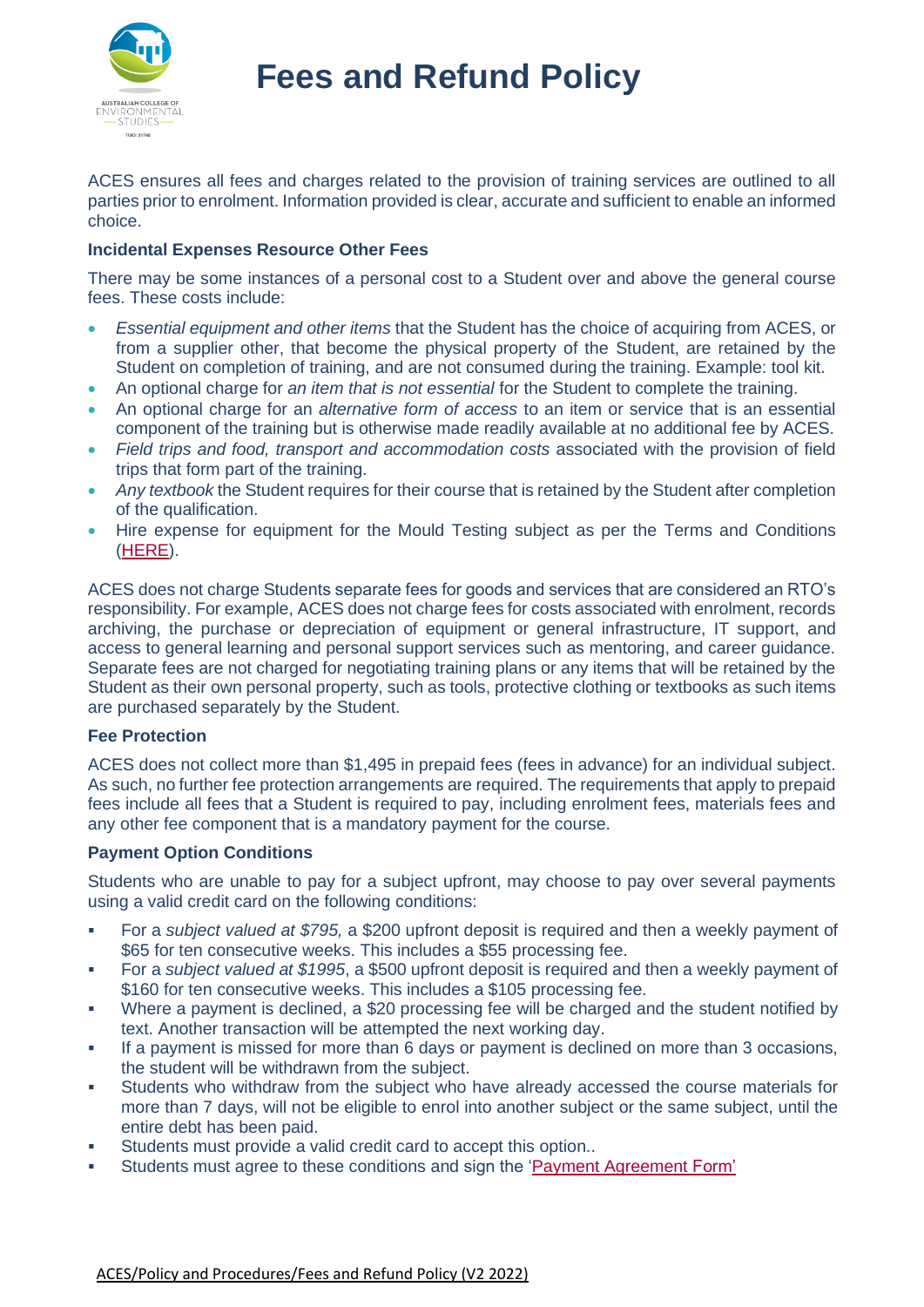# Fees and Refund Policy

ACES ensures all fees and charges related to the provision of training services are outlined to all parties prior to enrolment. Information provided is clear, accurate and sufficient to enable an informed choice.

**Incidental Expenses Resource Other Fees**

There may be some instances of a personal cost to a Student over and above the general course fees. These costs include:

- *Essential equipment and other items* that the Student has the choice of acquiring from ACES, or from a supplier other, that become the physical property of the Student, are retained by the Student on completion of training, and are not consumed during the training. Example: tool kit.
- An optional charge for *an item that is not essential* for the Student to complete the training.
- An optional charge for an *alternative form of access* to an item or service that is an essential component of the training but is otherwise made readily available at no additional fee by ACES.
- *Field trips and food, transport and accommodation costs* associated with the provision of field trips that form part of the training.
- *Any textbook* the Student requires for their course that is retained by the Student after completion of the qualification.
- Hire expense for equipment for the Mould Testing subject as per the Terms and Conditions (HERE).

ACES does not charge Students separate fees for goods and services that are considered an RTO's responsibility. For example, ACES does not charge fees for costs associated with enrolment, records archiving, the purchase or depreciation of equipment or general infrastructure, IT support, and access to general learning and personal support services such as mentoring, and career guidance. Separate fees are not charged for negotiating training plans or any items that will be retained by the Student as their own personal property, such as tools, protective clothing or textbooks as such items are purchased separately by the Student.

**Fee Protection**

ACES does not collect more than $1,495 in prepaid fees (fees in advance) for an individual subject. As such, no further fee protection arrangements are required. The requirements that apply to prepaid fees include all fees that a Student is required to pay, including enrolment fees, materials fees and any other fee component that is a mandatory payment for the course.

**Payment Option Conditions**

Students who are unable to pay for a subject upfront, may choose to pay over several payments using a valid credit card on the following conditions:

- For a *subject valued at $795,* a $200 upfront deposit is required and then a weekly payment of $65 for ten consecutive weeks. This includes a $55 processing fee.
- For a *subject valued at $1995*, a $500 upfront deposit is required and then a weekly payment of $160 for ten consecutive weeks. This includes a $105 processing fee.
- Where a payment is declined, a $20 processing fee will be charged and the student notified by text. Another transaction will be attempted the next working day.
- If a payment is missed for more than 6 days or payment is declined on more than 3 occasions, the student will be withdrawn from the subject.
- Students who withdraw from the subject who have already accessed the course materials for more than 7 days, will not be eligible to enrol into another subject or the same subject, until the entire debt has been paid.
- Students must provide a valid credit card to accept this option..
- Students must agree to these conditions and sign the 'Payment Agreement Form'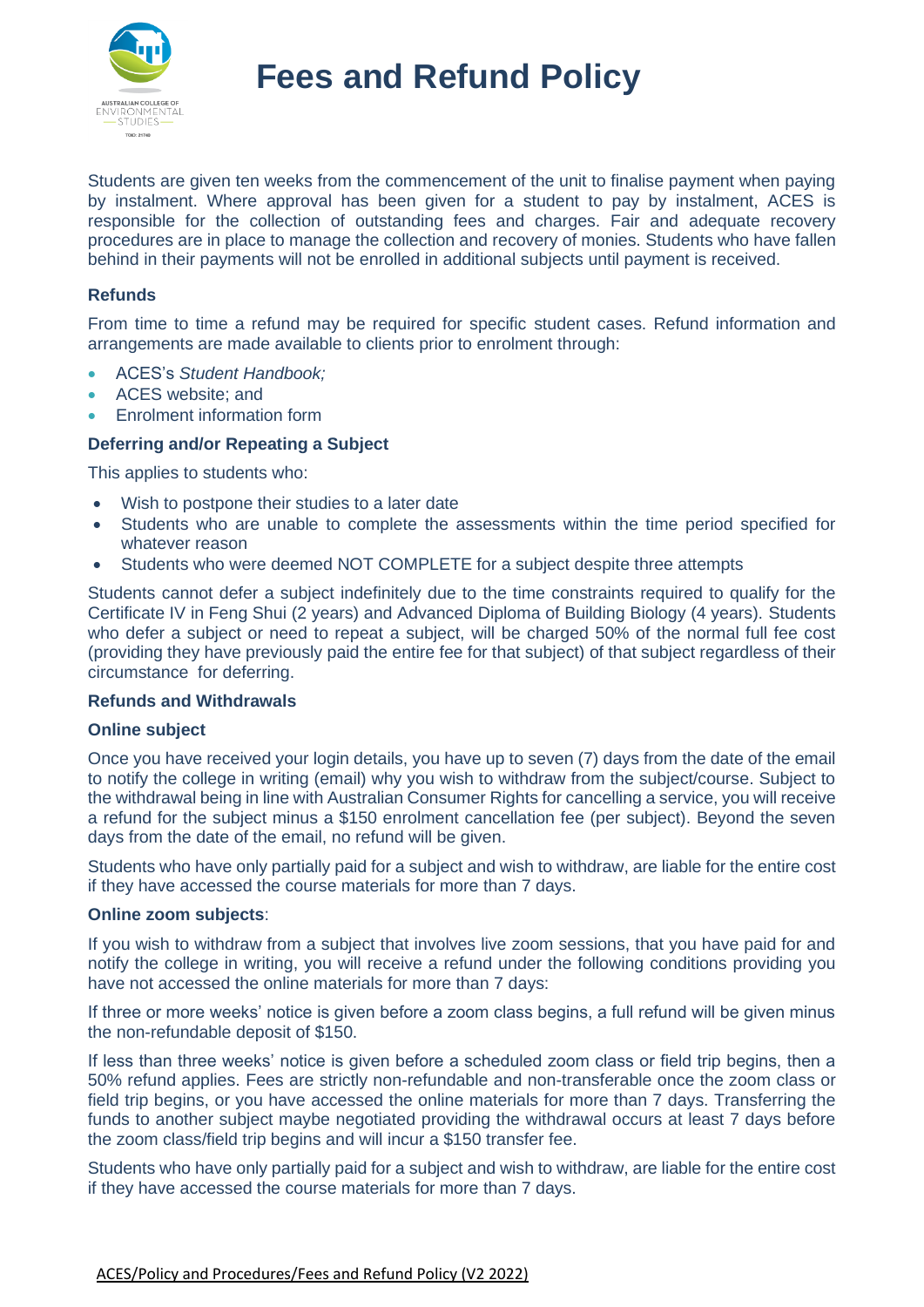# Fees and Refund Policy

Students are given ten weeks from the commencement of the unit to finalise payment when paying by instalment. Where approval has been given for a student to pay by instalment, ACES is responsible for the collection of outstanding fees and charges. Fair and adequate recovery procedures are in place to manage the collection and recovery of monies. Students who have fallen behind in their payments will not be enrolled in additional subjects until payment is received.

**Refunds**

From time to time a refund may be required for specific student cases. Refund information and arrangements are made available to clients prior to enrolment through:

- ACES's *Student Handbook;*
- ACES website; and
- Enrolment information form

**Deferring and/or Repeating a Subject**

This applies to students who:

- Wish to postpone their studies to a later date
- Students who are unable to complete the assessments within the time period specified for whatever reason
- Students who were deemed NOT COMPLETE for a subject despite three attempts

Students cannot defer a subject indefinitely due to the time constraints required to qualify for the Certificate IV in Feng Shui (2 years) and Advanced Diploma of Building Biology (4 years). Students who defer a subject or need to repeat a subject, will be charged 50% of the normal full fee cost (providing they have previously paid the entire fee for that subject) of that subject regardless of their circumstance for deferring.

**Refunds and Withdrawals**

**Online subject**

Once you have received your login details, you have up to seven (7) days from the date of the email to notify the college in writing (email) why you wish to withdraw from the subject/course. Subject to the withdrawal being in line with Australian Consumer Rights for cancelling a service, you will receive a refund for the subject minus a $150 enrolment cancellation fee (per subject). Beyond the seven days from the date of the email, no refund will be given.

Students who have only partially paid for a subject and wish to withdraw, are liable for the entire cost if they have accessed the course materials for more than 7 days.

**Online zoom subjects**:

If you wish to withdraw from a subject that involves live zoom sessions, that you have paid for and notify the college in writing, you will receive a refund under the following conditions providing you have not accessed the online materials for more than 7 days:

If three or more weeks' notice is given before a zoom class begins, a full refund will be given minus the non-refundable deposit of $150.

If less than three weeks' notice is given before a scheduled zoom class or field trip begins, then a 50% refund applies. Fees are strictly non-refundable and non-transferable once the zoom class or field trip begins, or you have accessed the online materials for more than 7 days. Transferring the funds to another subject maybe negotiated providing the withdrawal occurs at least 7 days before the zoom class/field trip begins and will incur a $150 transfer fee.

Students who have only partially paid for a subject and wish to withdraw, are liable for the entire cost if they have accessed the course materials for more than 7 days.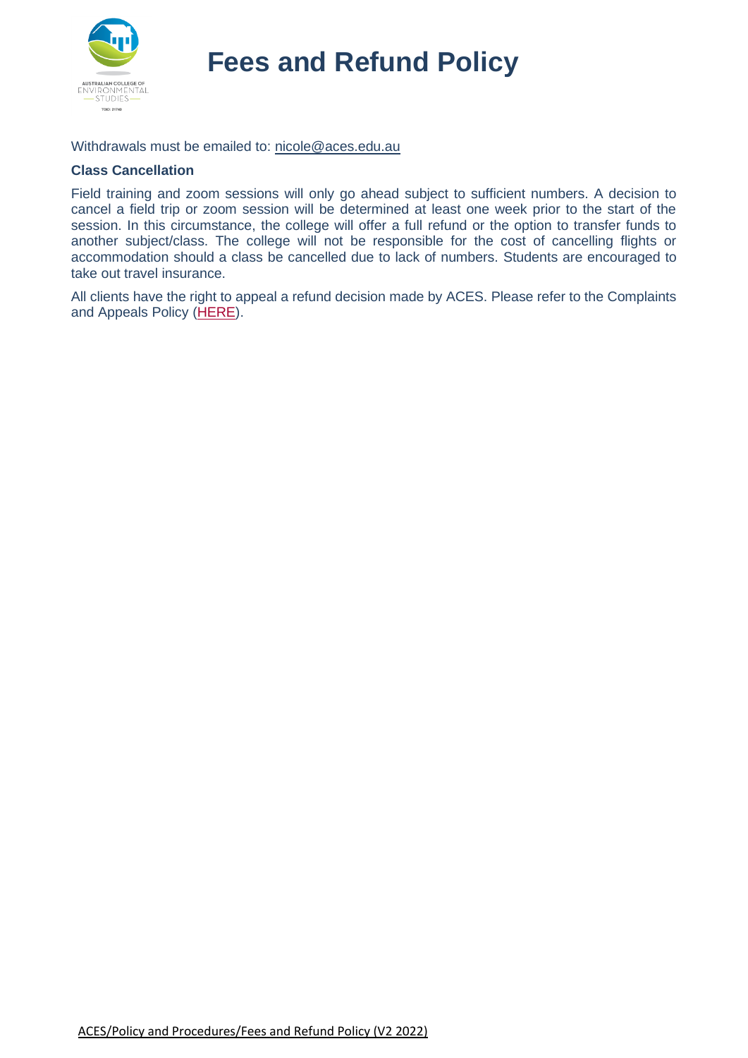# Fees and Refund Policy

Withdrawals must be emailed to: nicole@aces.edu.au

**Class Cancellation**

Field training and zoom sessions will only go ahead subject to sufficient numbers. A decision to cancel a field trip or zoom session will be determined at least one week prior to the start of the session. In this circumstance, the college will offer a full refund or the option to transfer funds to another subject/class. The college will not be responsible for the cost of cancelling flights or accommodation should a class be cancelled due to lack of numbers. Students are encouraged to take out travel insurance.

All clients have the right to appeal a refund decision made by ACES. Please refer to the Complaints and Appeals Policy (HERE).